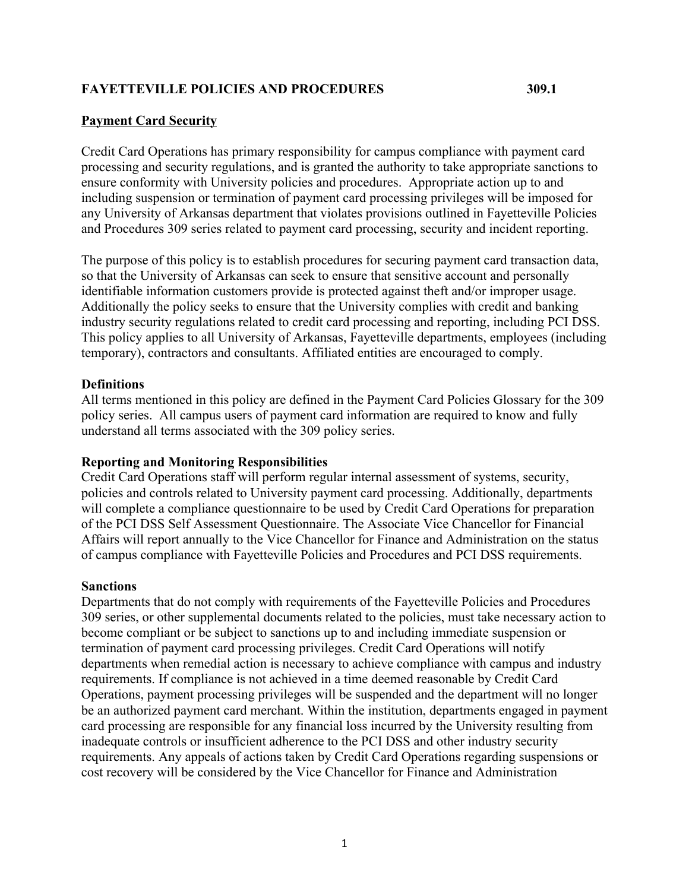# FAYETTEVILLE POLICIES AND PROCEDURES 309.1

## Payment Card Security

Credit Card Operations has primary responsibility for campus compliance with payment card processing and security regulations, and is granted the authority to take appropriate sanctions to ensure conformity with University policies and procedures. Appropriate action up to and including suspension or termination of payment card processing privileges will be imposed for any University of Arkansas department that violates provisions outlined in Fayetteville Policies and Procedures 309 series related to payment card processing, security and incident reporting.

The purpose of this policy is to establish procedures for securing payment card transaction data, so that the University of Arkansas can seek to ensure that sensitive account and personally identifiable information customers provide is protected against theft and/or improper usage. Additionally the policy seeks to ensure that the University complies with credit and banking industry security regulations related to credit card processing and reporting, including PCI DSS. This policy applies to all University of Arkansas, Fayetteville departments, employees (including temporary), contractors and consultants. Affiliated entities are encouraged to comply.

### Definitions

All terms mentioned in this policy are defined in the Payment Card Policies Glossary for the 309 policy series. All campus users of payment card information are required to know and fully understand all terms associated with the 309 policy series.

### Reporting and Monitoring Responsibilities

Credit Card Operations staff will perform regular internal assessment of systems, security, policies and controls related to University payment card processing. Additionally, departments will complete a compliance questionnaire to be used by Credit Card Operations for preparation of the PCI DSS Self Assessment Questionnaire. The Associate Vice Chancellor for Financial Affairs will report annually to the Vice Chancellor for Finance and Administration on the status of campus compliance with Fayetteville Policies and Procedures and PCI DSS requirements.

### Sanctions

Departments that do not comply with requirements of the Fayetteville Policies and Procedures 309 series, or other supplemental documents related to the policies, must take necessary action to become compliant or be subject to sanctions up to and including immediate suspension or termination of payment card processing privileges. Credit Card Operations will notify departments when remedial action is necessary to achieve compliance with campus and industry requirements. If compliance is not achieved in a time deemed reasonable by Credit Card Operations, payment processing privileges will be suspended and the department will no longer be an authorized payment card merchant. Within the institution, departments engaged in payment card processing are responsible for any financial loss incurred by the University resulting from inadequate controls or insufficient adherence to the PCI DSS and other industry security requirements. Any appeals of actions taken by Credit Card Operations regarding suspensions or cost recovery will be considered by the Vice Chancellor for Finance and Administration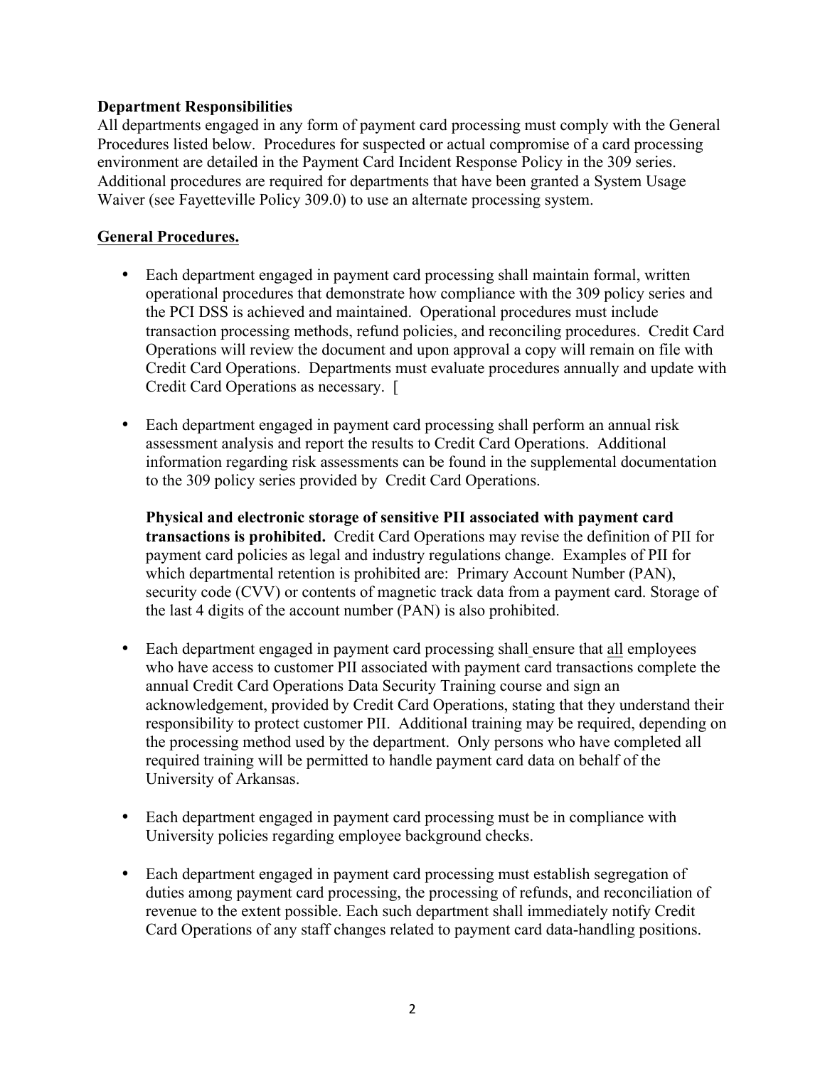**Department Responsibilities**
All departments engaged in any form of payment card processing must comply with the General Procedures listed below. Procedures for suspected or actual compromise of a card processing environment are detailed in the Payment Card Incident Response Policy in the 309 series. Additional procedures are required for departments that have been granted a System Usage Waiver (see Fayetteville Policy 309.0) to use an alternate processing system.

**General Procedures.**

- Each department engaged in payment card processing shall maintain formal, written operational procedures that demonstrate how compliance with the 309 policy series and the PCI DSS is achieved and maintained. Operational procedures must include transaction processing methods, refund policies, and reconciling procedures. Credit Card Operations will review the document and upon approval a copy will remain on file with Credit Card Operations. Departments must evaluate procedures annually and update with Credit Card Operations as necessary. [

- Each department engaged in payment card processing shall perform an annual risk assessment analysis and report the results to Credit Card Operations. Additional information regarding risk assessments can be found in the supplemental documentation to the 309 policy series provided by Credit Card Operations.

  **Physical and electronic storage of sensitive PII associated with payment card transactions is prohibited.** Credit Card Operations may revise the definition of PII for payment card policies as legal and industry regulations change. Examples of PII for which departmental retention is prohibited are: Primary Account Number (PAN), security code (CVV) or contents of magnetic track data from a payment card. Storage of the last 4 digits of the account number (PAN) is also prohibited.

- Each department engaged in payment card processing shall ensure that all employees who have access to customer PII associated with payment card transactions complete the annual Credit Card Operations Data Security Training course and sign an acknowledgement, provided by Credit Card Operations, stating that they understand their responsibility to protect customer PII. Additional training may be required, depending on the processing method used by the department. Only persons who have completed all required training will be permitted to handle payment card data on behalf of the University of Arkansas.

- Each department engaged in payment card processing must be in compliance with University policies regarding employee background checks.

- Each department engaged in payment card processing must establish segregation of duties among payment card processing, the processing of refunds, and reconciliation of revenue to the extent possible. Each such department shall immediately notify Credit Card Operations of any staff changes related to payment card data-handling positions.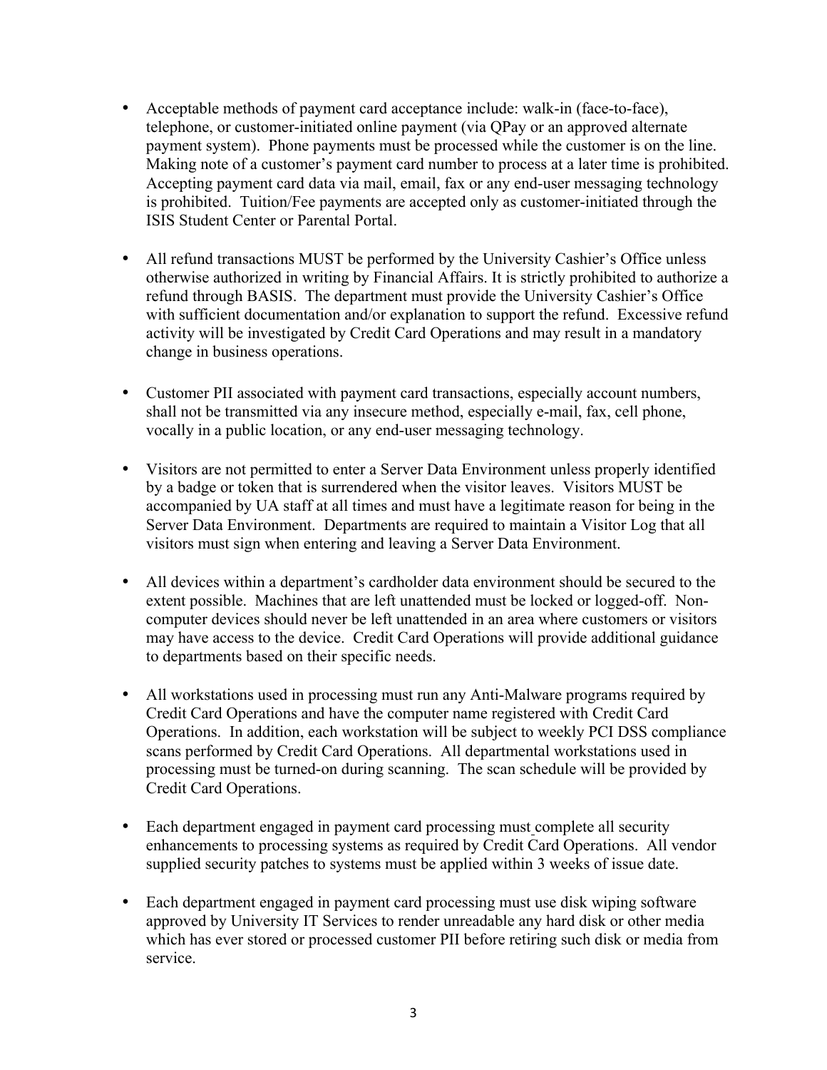- Acceptable methods of payment card acceptance include: walk-in (face-to-face), telephone, or customer-initiated online payment (via QPay or an approved alternate payment system). Phone payments must be processed while the customer is on the line. Making note of a customer's payment card number to process at a later time is prohibited. Accepting payment card data via mail, email, fax or any end-user messaging technology is prohibited. Tuition/Fee payments are accepted only as customer-initiated through the ISIS Student Center or Parental Portal.

- All refund transactions MUST be performed by the University Cashier's Office unless otherwise authorized in writing by Financial Affairs. It is strictly prohibited to authorize a refund through BASIS. The department must provide the University Cashier's Office with sufficient documentation and/or explanation to support the refund. Excessive refund activity will be investigated by Credit Card Operations and may result in a mandatory change in business operations.

- Customer PII associated with payment card transactions, especially account numbers, shall not be transmitted via any insecure method, especially e-mail, fax, cell phone, vocally in a public location, or any end-user messaging technology.

- Visitors are not permitted to enter a Server Data Environment unless properly identified by a badge or token that is surrendered when the visitor leaves. Visitors MUST be accompanied by UA staff at all times and must have a legitimate reason for being in the Server Data Environment. Departments are required to maintain a Visitor Log that all visitors must sign when entering and leaving a Server Data Environment.

- All devices within a department's cardholder data environment should be secured to the extent possible. Machines that are left unattended must be locked or logged-off. Non-computer devices should never be left unattended in an area where customers or visitors may have access to the device. Credit Card Operations will provide additional guidance to departments based on their specific needs.

- All workstations used in processing must run any Anti-Malware programs required by Credit Card Operations and have the computer name registered with Credit Card Operations. In addition, each workstation will be subject to weekly PCI DSS compliance scans performed by Credit Card Operations. All departmental workstations used in processing must be turned-on during scanning. The scan schedule will be provided by Credit Card Operations.

- Each department engaged in payment card processing must complete all security enhancements to processing systems as required by Credit Card Operations. All vendor supplied security patches to systems must be applied within 3 weeks of issue date.

- Each department engaged in payment card processing must use disk wiping software approved by University IT Services to render unreadable any hard disk or other media which has ever stored or processed customer PII before retiring such disk or media from service.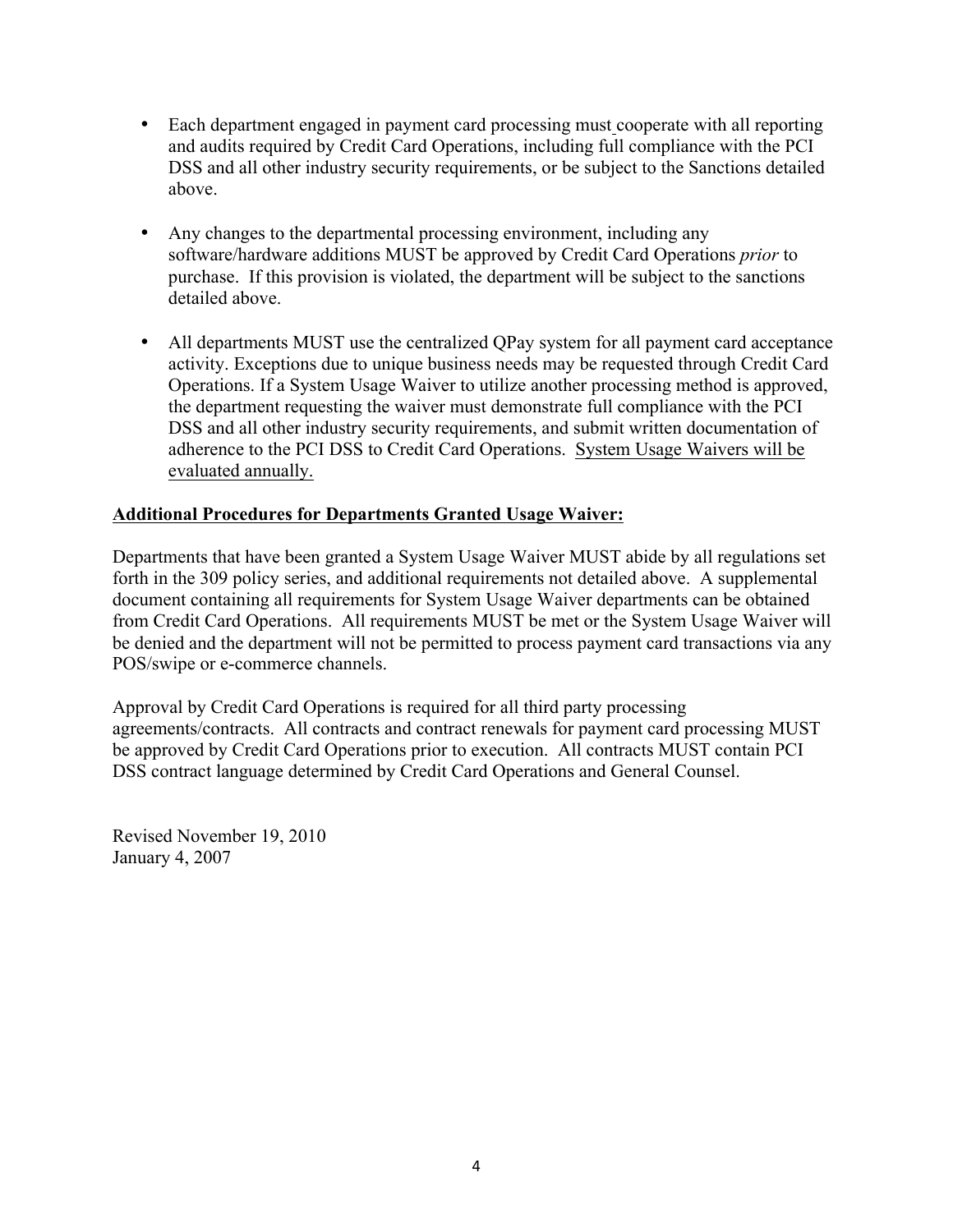- Each department engaged in payment card processing must cooperate with all reporting and audits required by Credit Card Operations, including full compliance with the PCI DSS and all other industry security requirements, or be subject to the Sanctions detailed above.

- Any changes to the departmental processing environment, including any software/hardware additions MUST be approved by Credit Card Operations *prior* to purchase. If this provision is violated, the department will be subject to the sanctions detailed above.

- All departments MUST use the centralized QPay system for all payment card acceptance activity. Exceptions due to unique business needs may be requested through Credit Card Operations. If a System Usage Waiver to utilize another processing method is approved, the department requesting the waiver must demonstrate full compliance with the PCI DSS and all other industry security requirements, and submit written documentation of adherence to the PCI DSS to Credit Card Operations. <u>System Usage Waivers will be evaluated annually.</u>

**<u>Additional Procedures for Departments Granted Usage Waiver:</u>**

Departments that have been granted a System Usage Waiver MUST abide by all regulations set forth in the 309 policy series, and additional requirements not detailed above. A supplemental document containing all requirements for System Usage Waiver departments can be obtained from Credit Card Operations. All requirements MUST be met or the System Usage Waiver will be denied and the department will not be permitted to process payment card transactions via any POS/swipe or e-commerce channels.

Approval by Credit Card Operations is required for all third party processing agreements/contracts. All contracts and contract renewals for payment card processing MUST be approved by Credit Card Operations prior to execution. All contracts MUST contain PCI DSS contract language determined by Credit Card Operations and General Counsel.

Revised November 19, 2010
January 4, 2007